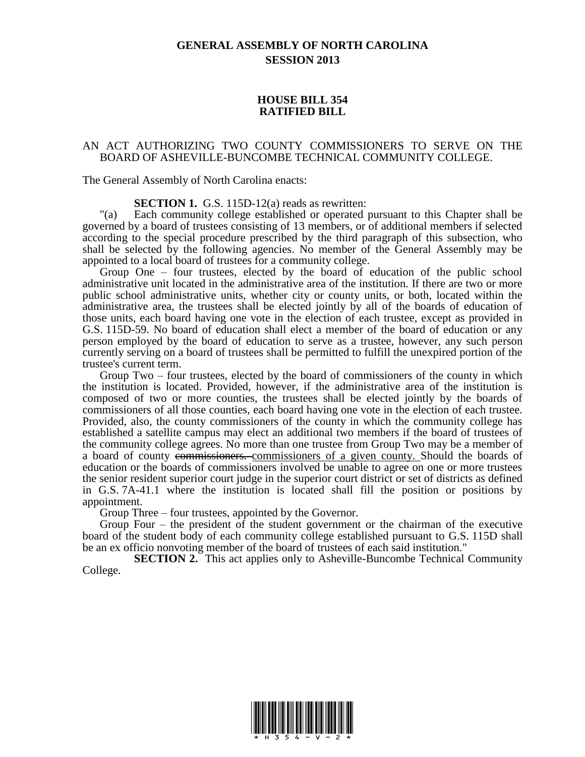# GENERAL ASSEMBLY OF NORTH CAROLINA
## SESSION 2013

## HOUSE BILL 354
## RATIFIED BILL

AN ACT AUTHORIZING TWO COUNTY COMMISSIONERS TO SERVE ON THE BOARD OF ASHEVILLE-BUNCOMBE TECHNICAL COMMUNITY COLLEGE.

The General Assembly of North Carolina enacts:

**SECTION 1.** G.S. 115D-12(a) reads as rewritten:

"(a) Each community college established or operated pursuant to this Chapter shall be governed by a board of trustees consisting of 13 members, or of additional members if selected according to the special procedure prescribed by the third paragraph of this subsection, who shall be selected by the following agencies. No member of the General Assembly may be appointed to a local board of trustees for a community college.

Group One – four trustees, elected by the board of education of the public school administrative unit located in the administrative area of the institution. If there are two or more public school administrative units, whether city or county units, or both, located within the administrative area, the trustees shall be elected jointly by all of the boards of education of those units, each board having one vote in the election of each trustee, except as provided in G.S. 115D-59. No board of education shall elect a member of the board of education or any person employed by the board of education to serve as a trustee, however, any such person currently serving on a board of trustees shall be permitted to fulfill the unexpired portion of the trustee's current term.

Group Two – four trustees, elected by the board of commissioners of the county in which the institution is located. Provided, however, if the administrative area of the institution is composed of two or more counties, the trustees shall be elected jointly by the boards of commissioners of all those counties, each board having one vote in the election of each trustee. Provided, also, the county commissioners of the county in which the community college has established a satellite campus may elect an additional two members if the board of trustees of the community college agrees. No more than one trustee from Group Two may be a member of a board of county ~~commissioners.~~ <u>commissioners of a given county.</u> Should the boards of education or the boards of commissioners involved be unable to agree on one or more trustees the senior resident superior court judge in the superior court district or set of districts as defined in G.S. 7A-41.1 where the institution is located shall fill the position or positions by appointment.

Group Three – four trustees, appointed by the Governor.

Group Four – the president of the student government or the chairman of the executive board of the student body of each community college established pursuant to G.S. 115D shall be an ex officio nonvoting member of the board of trustees of each said institution."

**SECTION 2.** This act applies only to Asheville-Buncombe Technical Community College.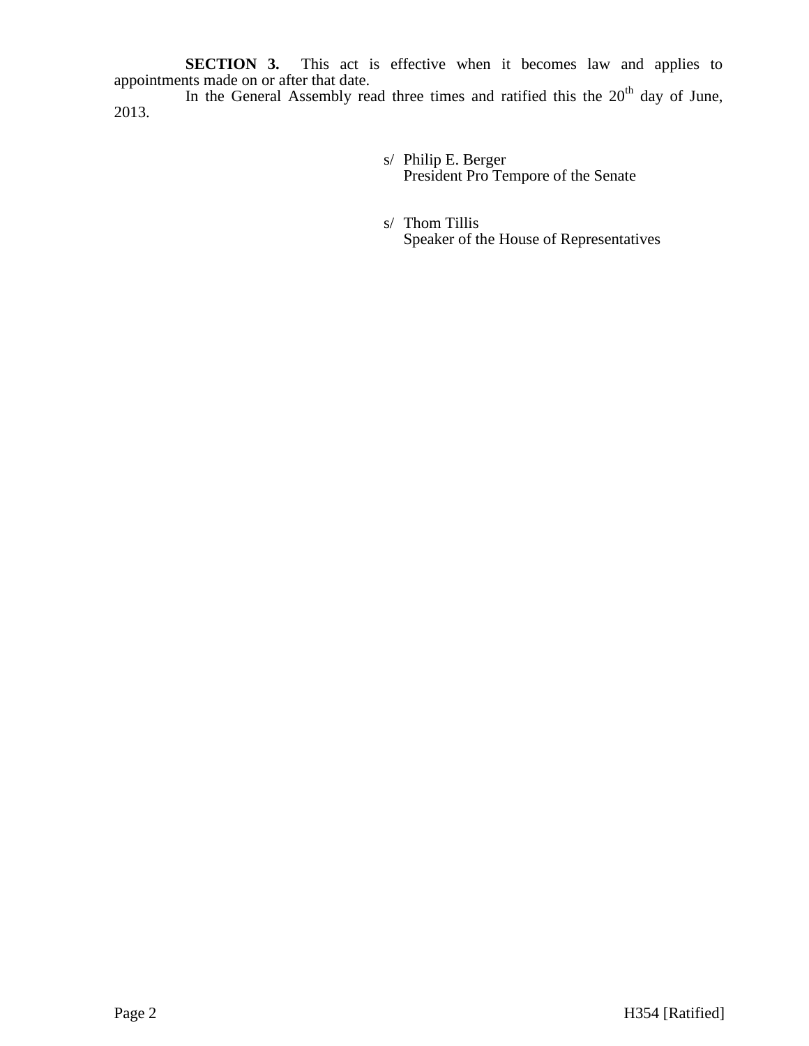**SECTION 3.** This act is effective when it becomes law and applies to appointments made on or after that date.

In the General Assembly read three times and ratified this the 20th day of June, 2013.

s/ Philip E. Berger
President Pro Tempore of the Senate

s/ Thom Tillis
Speaker of the House of Representatives